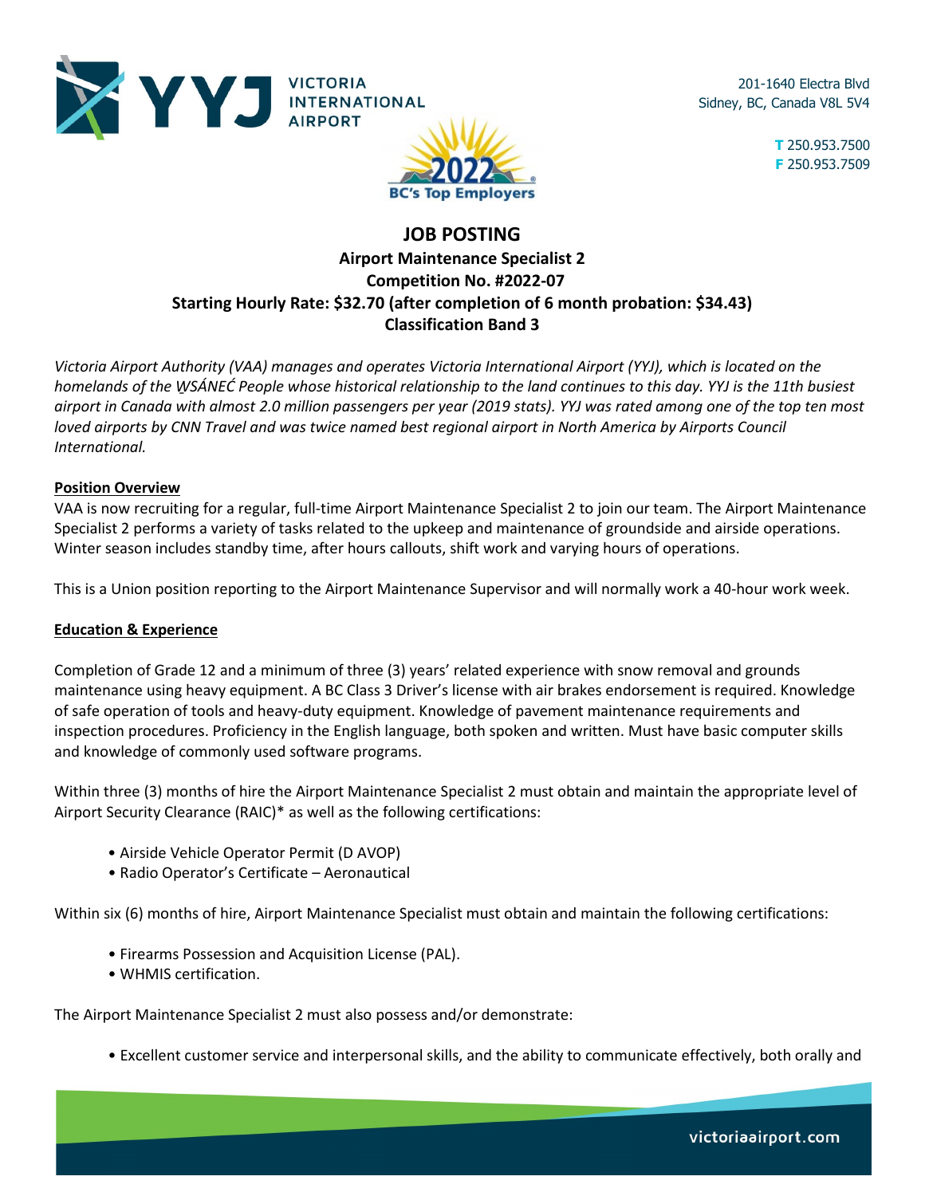YYJ VICTORIA INTERNATIONAL AIRPORT

201-1640 Electra Blvd
Sidney, BC, Canada V8L 5V4

T 250.953.7500
F 250.953.7509

2022 BC's Top Employers

# JOB POSTING

## Airport Maintenance Specialist 2
## Competition No. #2022-07
## Starting Hourly Rate: $32.70 (after completion of 6 month probation: $34.43)
## Classification Band 3

*Victoria Airport Authority (VAA) manages and operates Victoria International Airport (YYJ), which is located on the homelands of the W̱SÁNEĆ People whose historical relationship to the land continues to this day. YYJ is the 11th busiest airport in Canada with almost 2.0 million passengers per year (2019 stats). YYJ was rated among one of the top ten most loved airports by CNN Travel and was twice named best regional airport in North America by Airports Council International.*

### Position Overview

VAA is now recruiting for a regular, full-time Airport Maintenance Specialist 2 to join our team. The Airport Maintenance Specialist 2 performs a variety of tasks related to the upkeep and maintenance of groundside and airside operations. Winter season includes standby time, after hours callouts, shift work and varying hours of operations.

This is a Union position reporting to the Airport Maintenance Supervisor and will normally work a 40-hour work week.

### Education & Experience

Completion of Grade 12 and a minimum of three (3) years' related experience with snow removal and grounds maintenance using heavy equipment. A BC Class 3 Driver's license with air brakes endorsement is required. Knowledge of safe operation of tools and heavy-duty equipment. Knowledge of pavement maintenance requirements and inspection procedures. Proficiency in the English language, both spoken and written. Must have basic computer skills and knowledge of commonly used software programs.

Within three (3) months of hire the Airport Maintenance Specialist 2 must obtain and maintain the appropriate level of Airport Security Clearance (RAIC)* as well as the following certifications:

- Airside Vehicle Operator Permit (D AVOP)
- Radio Operator's Certificate – Aeronautical

Within six (6) months of hire, Airport Maintenance Specialist must obtain and maintain the following certifications:

- Firearms Possession and Acquisition License (PAL).
- WHMIS certification.

The Airport Maintenance Specialist 2 must also possess and/or demonstrate:

- Excellent customer service and interpersonal skills, and the ability to communicate effectively, both orally and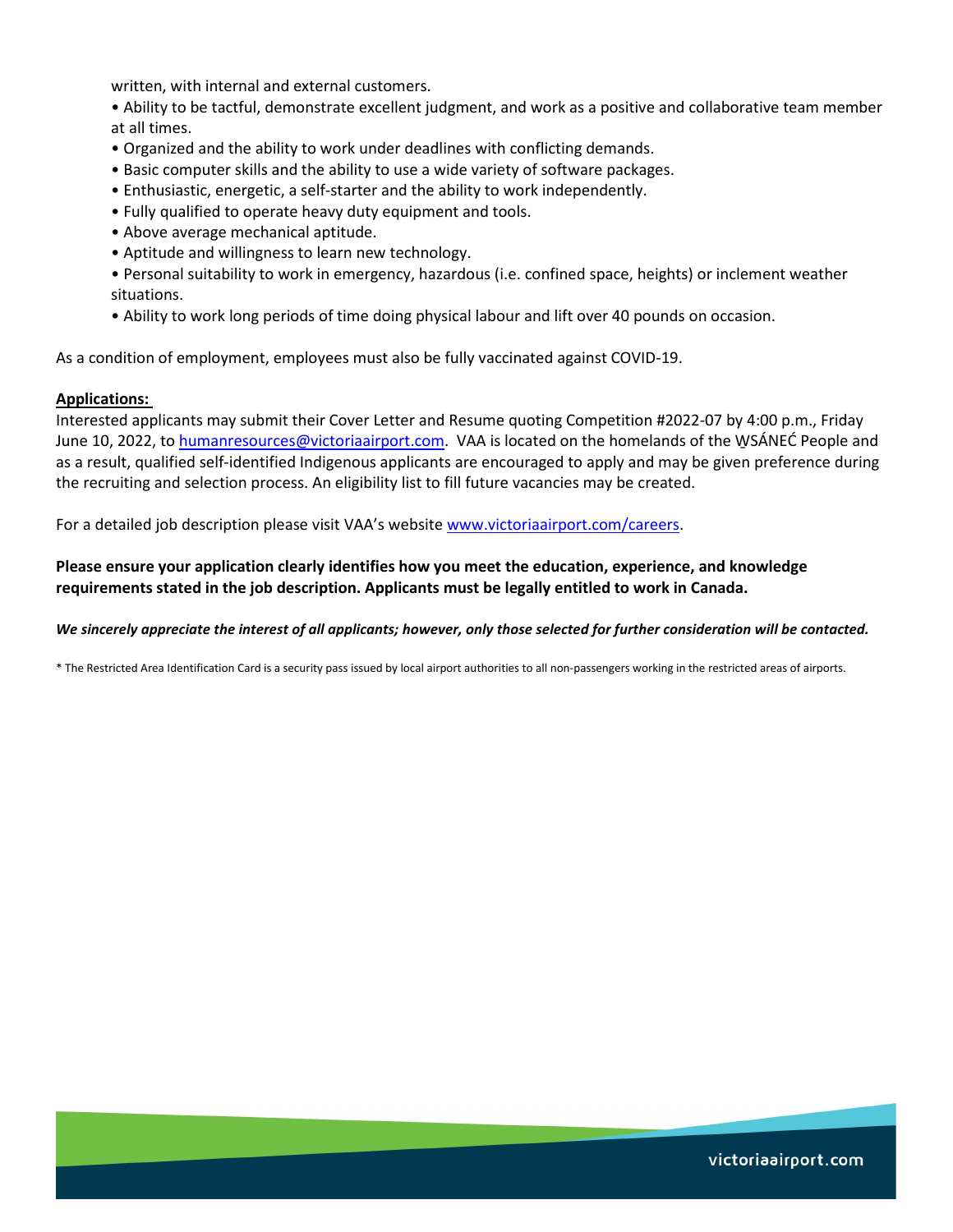written, with internal and external customers.

- Ability to be tactful, demonstrate excellent judgment, and work as a positive and collaborative team member at all times.
- Organized and the ability to work under deadlines with conflicting demands.
- Basic computer skills and the ability to use a wide variety of software packages.
- Enthusiastic, energetic, a self-starter and the ability to work independently.
- Fully qualified to operate heavy duty equipment and tools.
- Above average mechanical aptitude.
- Aptitude and willingness to learn new technology.
- Personal suitability to work in emergency, hazardous (i.e. confined space, heights) or inclement weather situations.
- Ability to work long periods of time doing physical labour and lift over 40 pounds on occasion.

As a condition of employment, employees must also be fully vaccinated against COVID-19.

**Applications:**

Interested applicants may submit their Cover Letter and Resume quoting Competition #2022-07 by 4:00 p.m., Friday June 10, 2022, to humanresources@victoriaairport.com. VAA is located on the homelands of the W̱SÁNEĆ People and as a result, qualified self-identified Indigenous applicants are encouraged to apply and may be given preference during the recruiting and selection process. An eligibility list to fill future vacancies may be created.

For a detailed job description please visit VAA's website www.victoriaairport.com/careers.

**Please ensure your application clearly identifies how you meet the education, experience, and knowledge requirements stated in the job description. Applicants must be legally entitled to work in Canada.**

***We sincerely appreciate the interest of all applicants; however, only those selected for further consideration will be contacted.***

* The Restricted Area Identification Card is a security pass issued by local airport authorities to all non-passengers working in the restricted areas of airports.